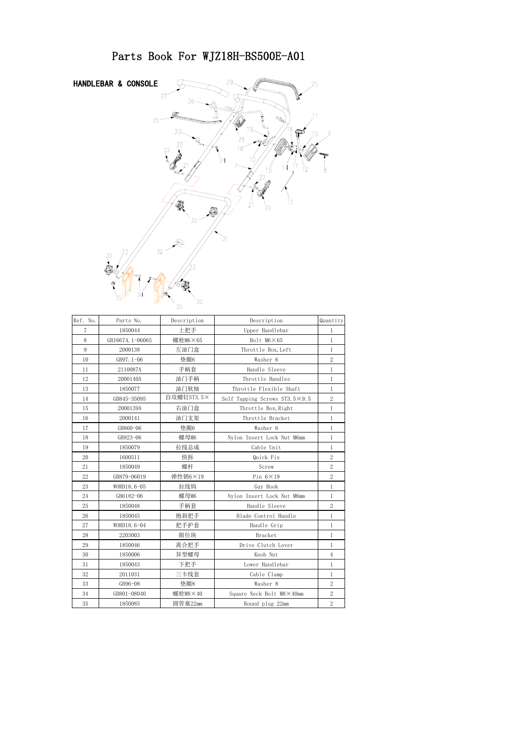# Parts Book For WJZ18H-BS500E-A01

## HANDLEBAR & CONSOLE

| Ref. No. | Parts No. | Description | Description | Quantity |
|---|---|---|---|---|
| 7 | 1850044 | 上把手 | Upper Handlebar | 1 |
| 8 | GB16674.1-06065 | 螺栓M6×65 | Bolt M6×65 | 1 |
| 9 | 2000138 | 左油门盒 | Throttle Box,Left | 1 |
| 10 | GB97.1-06 | 垫圈6 | Washer 6 | 2 |
| 11 | 2110087A | 手柄套 | Handle Sleeve | 1 |
| 12 | 2000140A | 油门手柄 | Throttle Handles | 1 |
| 13 | 1850077 | 油门软轴 | Throttle Flexible Shaft | 1 |
| 14 | GB845-35095 | 自攻螺钉ST3.5× | Self Tapping Screws ST3.5×9.5 | 2 |
| 15 | 2000139A | 右油门盒 | Throttle Box,Right | 1 |
| 16 | 2000141 | 油门支架 | Throttle Bracket | 1 |
| 17 | GB860-06 | 垫圈6 | Washer 6 | 1 |
| 18 | GB923-06 | 螺母M6 | Nylon Insert Lock Nut M6mm | 1 |
| 19 | 1850079 | 拉线总成 | Cable Unit | 1 |
| 20 | 1600511 | 快拆 | Quick Fix | 2 |
| 21 | 1850049 | 螺杆 | Screw | 2 |
| 22 | GB879-06019 | 弹性销6×19 | Pin 6×19 | 2 |
| 23 | WORD18.6-05 | 拉线钩 | Guy Hook | 1 |
| 24 | GB6182-06 | 螺母M6 | Nylon Insert Lock Nut M6mm | 1 |
| 25 | 1850048 | 手柄套 | Handle Sleeve | 2 |
| 26 | 1850045 | 抱刹把手 | Blade Control Handle | 1 |
| 27 | WORD18.6-04 | 把手护套 | Handle Grip | 1 |
| 28 | 2203003 | 限位块 | Bracket | 1 |
| 29 | 1850046 | 离合把手 | Drive Clutch Lever | 1 |
| 30 | 1850006 | 异型螺母 | Knob Nut | 4 |
| 31 | 1850043 | 下把手 | Lower Handlebar | 1 |
| 32 | 2011031 | 三卡线套 | Cable Clamp | 1 |
| 33 | GB96-08 | 垫圈8 | Washer 8 | 2 |
| 34 | GB801-08040 | 螺栓M8×40 | Square Neck Bolt M8×40mm | 2 |
| 35 | 1850085 | 圆管塞22mm | Round plug 22mm | 2 |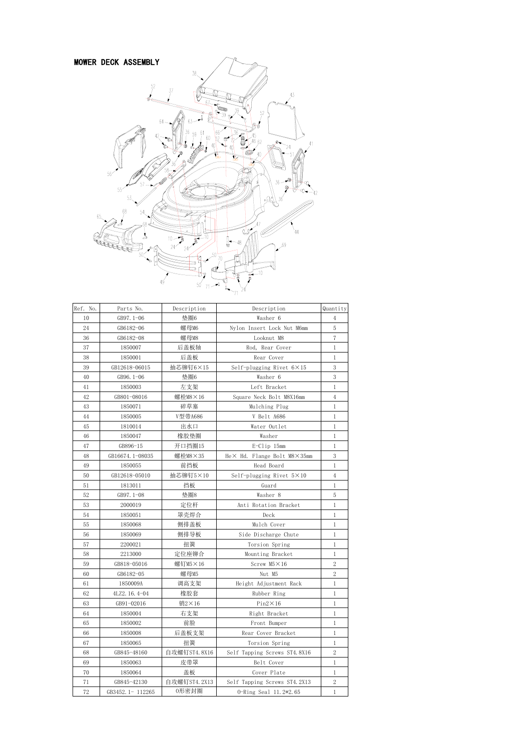# MOWER DECK ASSEMBLY

| Ref. No. | Parts No. | Description | Description | Quantity |
|---|---|---|---|---|
| 10 | GB97.1-06 | 垫圈6 | Washer 6 | 4 |
| 24 | GB6182-06 | 螺母M6 | Nylon Insert Lock Nut M6mm | 5 |
| 36 | GB6182-08 | 螺母M8 | Looknut M8 | 7 |
| 37 | 1850007 | 后盖板轴 | Rod, Rear Cover | 1 |
| 38 | 1850001 | 后盖板 | Rear Cover | 1 |
| 39 | GB12618-06015 | 抽芯铆钉6×15 | Self-plugging Rivet 6×15 | 3 |
| 40 | GB96.1-06 | 垫圈6 | Washer 6 | 3 |
| 41 | 1850003 | 左支架 | Left Bracket | 1 |
| 42 | GB801-08016 | 螺栓M8×16 | Square Neck Bolt M8X16mm | 4 |
| 43 | 1850071 | 碎草塞 | Mulching Plug | 1 |
| 44 | 1850005 | V型带A686 | V Belt A686 | 1 |
| 45 | 1810014 | 出水口 | Water Outlet | 1 |
| 46 | 1850047 | 橡胶垫圈 | Washer | 1 |
| 47 | GB896-15 | 开口挡圈15 | E-Clip 15mm | 1 |
| 48 | GB16674.1-08035 | 螺栓M8×35 | He× Hd. Flange Bolt M8×35mm | 3 |
| 49 | 1850055 | 前挡板 | Head Board | 1 |
| 50 | GB12618-05010 | 抽芯铆钉5×10 | Self-plugging Rivet 5×10 | 4 |
| 51 | 1813011 | 挡板 | Guard | 1 |
| 52 | GB97.1-08 | 垫圈8 | Washer 8 | 5 |
| 53 | 2000019 | 定位杆 | Anti Rotation Bracket | 1 |
| 54 | 1850051 | 罩壳焊合 | Deck | 1 |
| 55 | 1850068 | 侧排盖板 | Mulch Cover | 1 |
| 56 | 1850069 | 侧排导板 | Side Discharge Chute | 1 |
| 57 | 2200021 | 扭簧 | Torsion Spring | 1 |
| 58 | 2213000 | 定位座铆合 | Mounting Bracket | 1 |
| 59 | GB818-05016 | 螺钉M5×16 | Screw M5×16 | 2 |
| 60 | GB6182-05 | 螺母M5 | Nut M5 | 2 |
| 61 | 1850009A | 调高支架 | Height Adjustment Rack | 1 |
| 62 | 4LZ2.16.4-04 | 橡胶套 | Rubber Ring | 1 |
| 63 | GB91-02016 | 销2×16 | Pin2×16 | 1 |
| 64 | 1850004 | 右支架 | Right Bracket | 1 |
| 65 | 1850002 | 前脸 | Front Bumper | 1 |
| 66 | 1850008 | 后盖板支架 | Rear Cover Bracket | 1 |
| 67 | 1850065 | 扭簧 | Torsion Spring | 1 |
| 68 | GB845-48160 | 自攻螺钉ST4.8X16 | Self Tapping Screws ST4.8X16 | 2 |
| 69 | 1850063 | 皮带罩 | Belt Cover | 1 |
| 70 | 1850064 | 盖板 | Cover Plate | 1 |
| 71 | GB845-42130 | 自攻螺钉ST4.2X13 | Self Tapping Screws ST4.2X13 | 2 |
| 72 | GB3452.1- 112265 | O形密封圈 | O-Ring Seal 11.2*2.65 | 1 |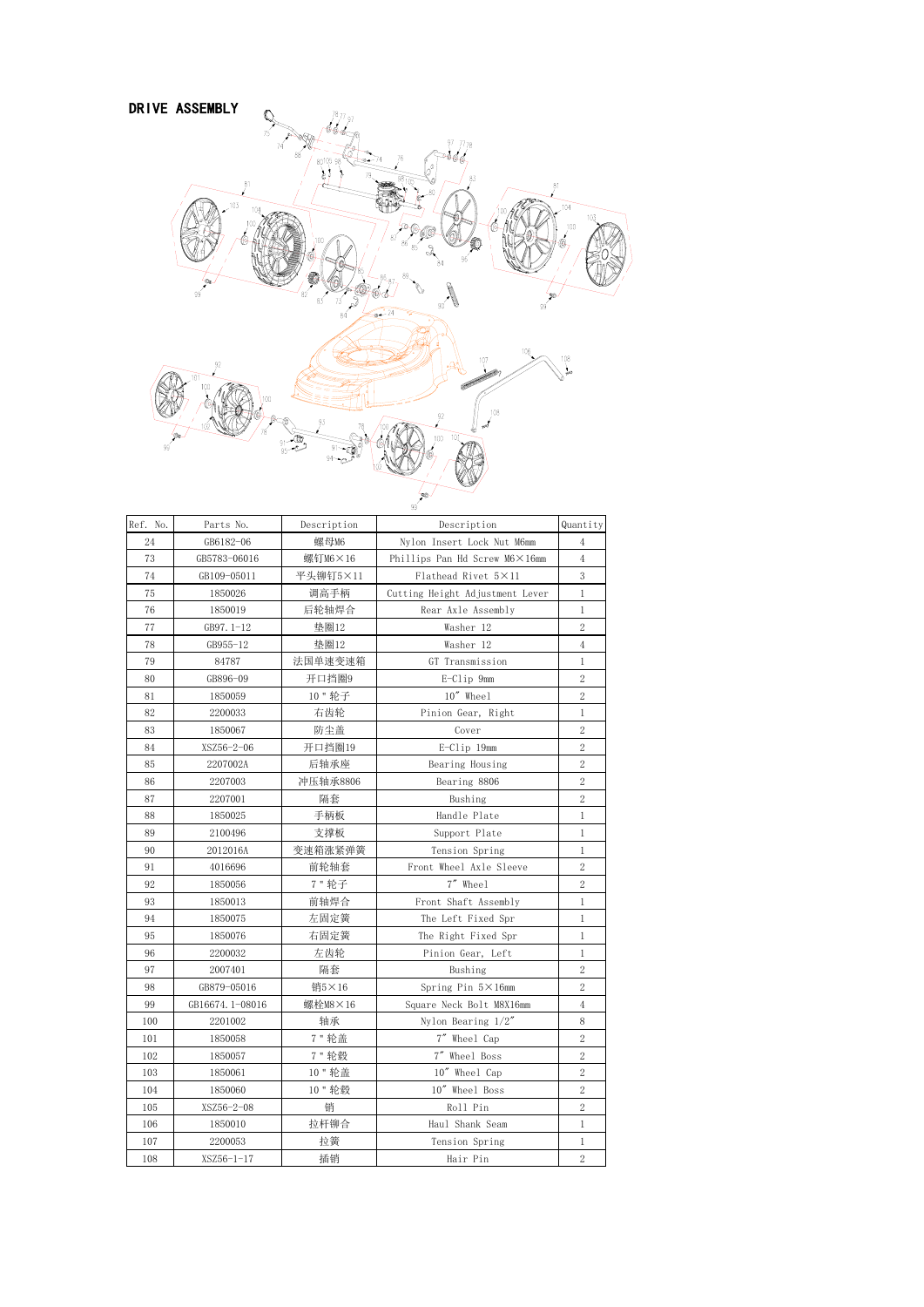# DRIVE ASSEMBLY

| Ref. No. | Parts No. | Description | Description | Quantity |
|---|---|---|---|---|
| 24 | GB6182-06 | 螺母M6 | Nylon Insert Lock Nut M6mm | 4 |
| 73 | GB5783-06016 | 螺钉M6×16 | Phillips Pan Hd Screw M6×16mm | 4 |
| 74 | GB109-05011 | 平头铆钉5×11 | Flathead Rivet 5×11 | 3 |
| 75 | 1850026 | 调高手柄 | Cutting Height Adjustment Lever | 1 |
| 76 | 1850019 | 后轮轴焊合 | Rear Axle Assembly | 1 |
| 77 | GB97.1-12 | 垫圈12 | Washer 12 | 2 |
| 78 | GB955-12 | 垫圈12 | Washer 12 | 4 |
| 79 | 84787 | 法国单速变速箱 | GT Transmission | 1 |
| 80 | GB896-09 | 开口挡圈9 | E-Clip 9mm | 2 |
| 81 | 1850059 | 10＂轮子 | 10″ Wheel | 2 |
| 82 | 2200033 | 右齿轮 | Pinion Gear, Right | 1 |
| 83 | 1850067 | 防尘盖 | Cover | 2 |
| 84 | XSZ56-2-06 | 开口挡圈19 | E-Clip 19mm | 2 |
| 85 | 2207002A | 后轴承座 | Bearing Housing | 2 |
| 86 | 2207003 | 冲压轴承8806 | Bearing 8806 | 2 |
| 87 | 2207001 | 隔套 | Bushing | 2 |
| 88 | 1850025 | 手柄板 | Handle Plate | 1 |
| 89 | 2100496 | 支撑板 | Support Plate | 1 |
| 90 | 2012016A | 变速箱涨紧弹簧 | Tension Spring | 1 |
| 91 | 4016696 | 前轮轴套 | Front Wheel Axle Sleeve | 2 |
| 92 | 1850056 | 7＂轮子 | 7″ Wheel | 2 |
| 93 | 1850013 | 前轴焊合 | Front Shaft Assembly | 1 |
| 94 | 1850075 | 左固定簧 | The Left Fixed Spr | 1 |
| 95 | 1850076 | 右固定簧 | The Right Fixed Spr | 1 |
| 96 | 2200032 | 左齿轮 | Pinion Gear, Left | 1 |
| 97 | 2007401 | 隔套 | Bushing | 2 |
| 98 | GB879-05016 | 销5×16 | Spring Pin 5×16mm | 2 |
| 99 | GB16674.1-08016 | 螺栓M8×16 | Square Neck Bolt M8X16mm | 4 |
| 100 | 2201002 | 轴承 | Nylon Bearing 1/2″ | 8 |
| 101 | 1850058 | 7＂轮盖 | 7″ Wheel Cap | 2 |
| 102 | 1850057 | 7＂轮毂 | 7″ Wheel Boss | 2 |
| 103 | 1850061 | 10＂轮盖 | 10″ Wheel Cap | 2 |
| 104 | 1850060 | 10＂轮毂 | 10″ Wheel Boss | 2 |
| 105 | XSZ56-2-08 | 销 | Roll Pin | 2 |
| 106 | 1850010 | 拉杆铆合 | Haul Shank Seam | 1 |
| 107 | 2200053 | 拉簧 | Tension Spring | 1 |
| 108 | XSZ56-1-17 | 插销 | Hair Pin | 2 |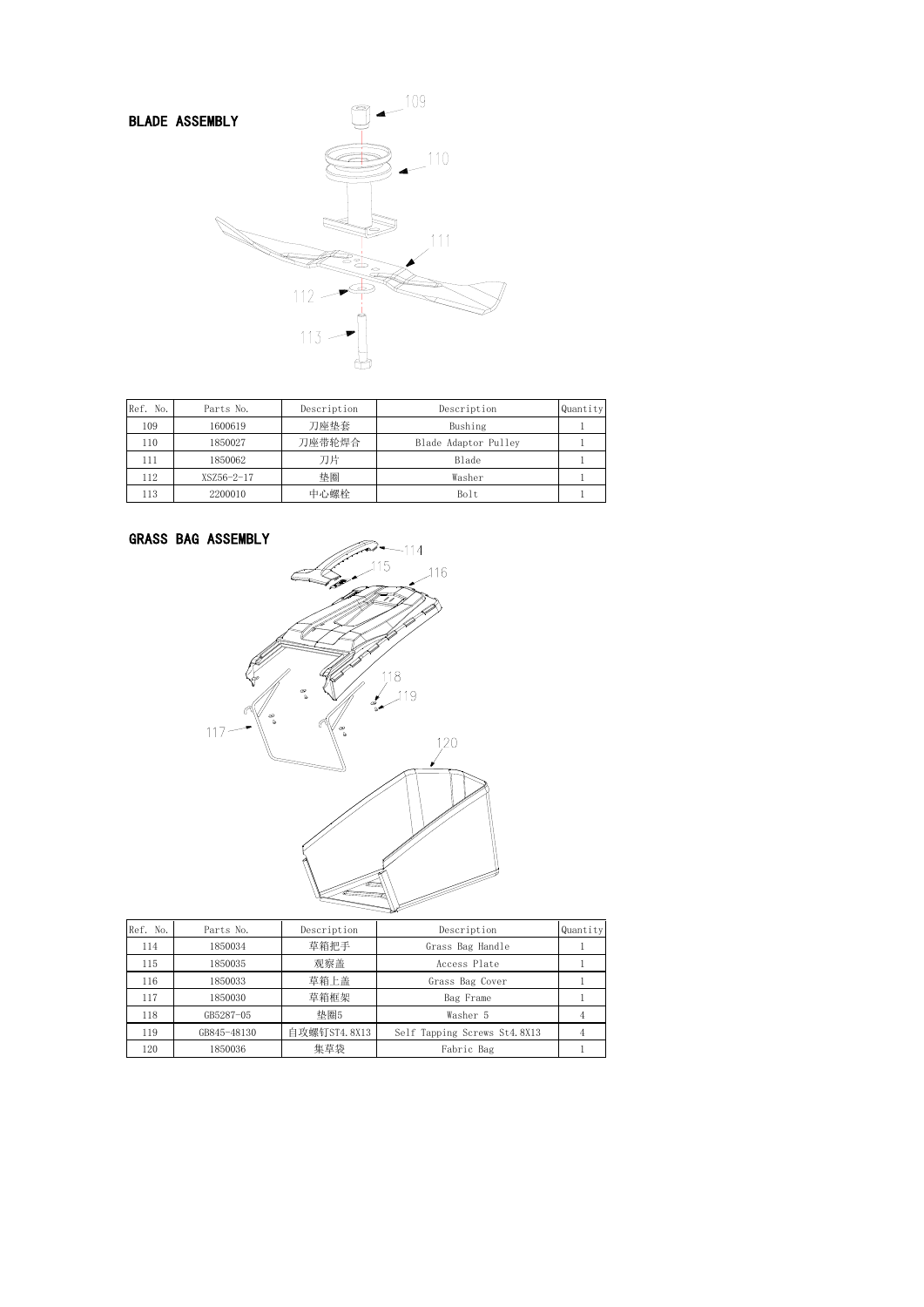## BLADE ASSEMBLY

109
110
111
112
113

| Ref. No. | Parts No. | Description | Description | Quantity |
|---|---|---|---|---|
| 109 | 1600619 | 刀座垫套 | Bushing | 1 |
| 110 | 1850027 | 刀座带轮焊合 | Blade Adaptor Pulley | 1 |
| 111 | 1850062 | 刀片 | Blade | 1 |
| 112 | XSZ56-2-17 | 垫圈 | Washer | 1 |
| 113 | 2200010 | 中心螺栓 | Bolt | 1 |

## GRASS BAG ASSEMBLY

114
115
116
117
118
119
120

| Ref. No. | Parts No. | Description | Description | Quantity |
|---|---|---|---|---|
| 114 | 1850034 | 草箱把手 | Grass Bag Handle | 1 |
| 115 | 1850035 | 观察盖 | Access Plate | 1 |
| 116 | 1850033 | 草箱上盖 | Grass Bag Cover | 1 |
| 117 | 1850030 | 草箱框架 | Bag Frame | 1 |
| 118 | GB5287-05 | 垫圈5 | Washer 5 | 4 |
| 119 | GB845-48130 | 自攻螺钉ST4.8X13 | Self Tapping Screws St4.8X13 | 4 |
| 120 | 1850036 | 集草袋 | Fabric Bag | 1 |